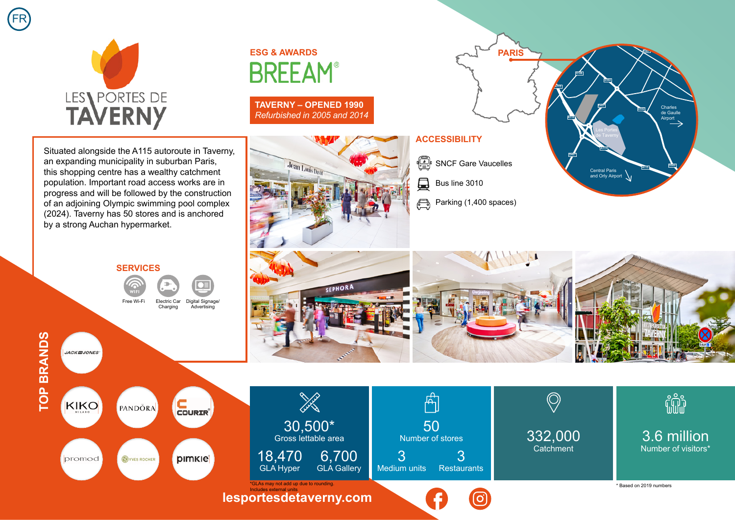FR

# LES PORTES DE TAVERNY

## ESG & AWARDS

BREEAM®

**TAVERNY – OPENED 1990**
*Refurbished in 2005 and 2014*

Situated alongside the A115 autoroute in Taverny, an expanding municipality in suburban Paris, this shopping centre has a wealthy catchment population. Important road access works are in progress and will be followed by the construction of an adjoining Olympic swimming pool complex (2024). Taverny has 50 stores and is anchored by a strong Auchan hypermarket.

## PARIS

Charles de Gaulle Airport

Les Portes de Taverny

Central Paris and Orly Airport

## ACCESSIBILITY

- SNCF Gare Vaucelles
- Bus line 3010
- Parking (1,400 spaces)

## SERVICES

- Free Wi-Fi
- Electric Car Charging
- Digital Signage/ Advertising

## TOP BRANDS

JACK & JONES, KIKO MILANO, PANDORA, COURIR, promod, YVES ROCHER, pimkie

| 30,500* Gross lettable area | | 50 Number of stores | | 332,000 Catchment | 3.6 million Number of visitors* |
|---|---|---|---|---|---|
| 18,470 GLA Hyper | 6,700 GLA Gallery | 3 Medium units | 3 Restaurants | | |

*GLAs may not add up due to rounding.
Includes external units

* Based on 2019 numbers

**lesportesdetaverny.com**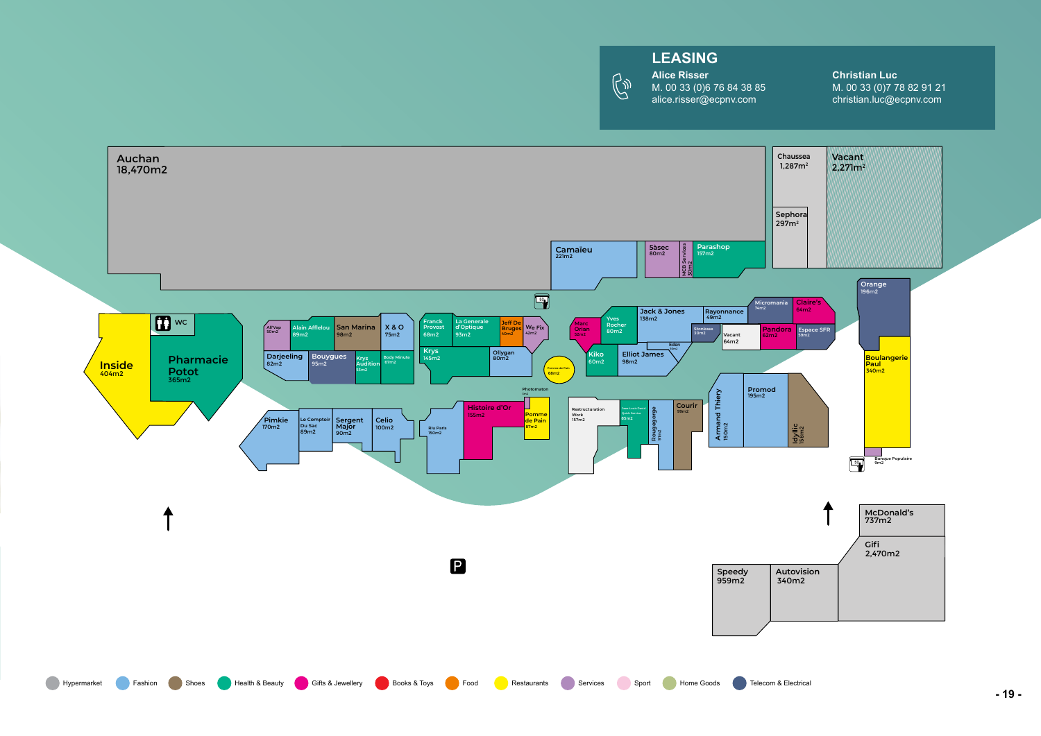## LEASING

**Alice Risser**
M. 00 33 (0)6 76 84 38 85
alice.risser@ecpnv.com

**Christian Luc**
M. 00 33 (0)7 78 82 91 21
christian.luc@ecpnv.com

Auchan 18,470m2

Chaussea 1,287m²

Vacant 2,271m²

Sephora 297m²

Camaïeu 221m2

Sàsec 80m2

MCB Services 30m2

Parashop 157m2

Orange 196m2

Inside 404m2

WC

Pharmacie Potot 365m2

All'Vap 50m2

Alain Afflelou 89m2

San Marina 98m2

X & O 75m2

Darjeeling 82m2

Bouygues 95m2

Krys Audition 53m2

Body Minute 57m2

Franck Provost 68m2

La Generale d'Optique 93m2

Jeff De Bruges 40m2

We Fix 42m2

Krys 145m2

Ollygan 80m2

Pomme de Pain 68m2

Marc Orian 52m2

Yves Rocher 80m2

Jack & Jones 138m2

Rayonnance 49m2

Micromania 74m2

Claire's 64m2

Stonkase 30m2

Vacant 64m2

Pandora 62m2

Espace SFR 59m2

Eden 39m2

Kiko 60m2

Elliot James 98m2

Boulangerie Paul 340m2

Pimkie 170m2

Le Comptoir Du Sac 89m2

Sergent Major 90m2

Celio 100m2

Riu Paris 150m2

Histoire d'Or 155m2

Photomaton 5m2

Pomme de Pain 87m2

Restructuration Work 157m2

Jean Louis David Quick Service 85m2

Rougegorge 91m2

Courir 99m2

Armand Thiery 150m2

Promod 195m2

Idyllic 158m2

Banque Populaire 9m2

McDonald's 737m2

Gifi 2,470m2

Speedy 959m2

Autovision 340m2

P

Hypermarket · Fashion · Shoes · Health & Beauty · Gifts & Jewellery · Books & Toys · Food · Restaurants · Services · Sport · Home Goods · Telecom & Electrical